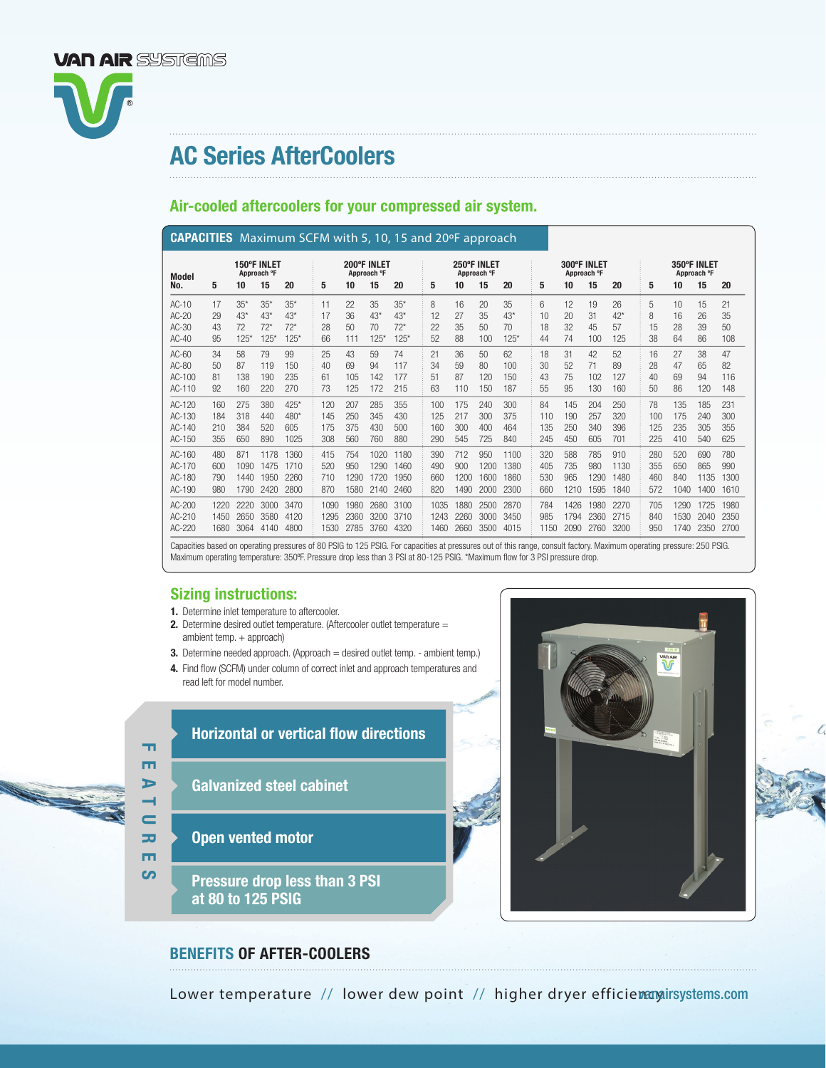VAN AIR SYSTEMS

# AC Series AfterCoolers

## Air-cooled aftercoolers for your compressed air system.

**CAPACITIES** Maximum SCFM with 5, 10, 15 and 20ºF approach

| Model No. | 150ºF INLET Approach ºF 5 | 10 | 15 | 20 | 200ºF INLET Approach ºF 5 | 10 | 15 | 20 | 250ºF INLET Approach ºF 5 | 10 | 15 | 20 | 300ºF INLET Approach ºF 5 | 10 | 15 | 20 | 350ºF INLET Approach ºF 5 | 10 | 15 | 20 |
|---|---|---|---|---|---|---|---|---|---|---|---|---|---|---|---|---|---|---|---|---|
| AC-10 | 17 | 35* | 35* | 35* | 11 | 22 | 35 | 35* | 8 | 16 | 20 | 35 | 6 | 12 | 19 | 26 | 5 | 10 | 15 | 21 |
| AC-20 | 29 | 43* | 43* | 43* | 17 | 36 | 43* | 43* | 12 | 27 | 35 | 43* | 10 | 20 | 31 | 42* | 8 | 16 | 26 | 35 |
| AC-30 | 43 | 72 | 72* | 72* | 28 | 50 | 70 | 72* | 22 | 35 | 50 | 70 | 18 | 32 | 45 | 57 | 15 | 28 | 39 | 50 |
| AC-40 | 95 | 125* | 125* | 125* | 66 | 111 | 125* | 125* | 52 | 88 | 100 | 125* | 44 | 74 | 100 | 125 | 38 | 64 | 86 | 108 |
| AC-60 | 34 | 58 | 79 | 99 | 25 | 43 | 59 | 74 | 21 | 36 | 50 | 62 | 18 | 31 | 42 | 52 | 16 | 27 | 38 | 47 |
| AC-80 | 50 | 87 | 119 | 150 | 40 | 69 | 94 | 117 | 34 | 59 | 80 | 100 | 30 | 52 | 71 | 89 | 28 | 47 | 65 | 82 |
| AC-100 | 81 | 138 | 190 | 235 | 61 | 105 | 142 | 177 | 51 | 87 | 120 | 150 | 43 | 75 | 102 | 127 | 40 | 69 | 94 | 116 |
| AC-110 | 92 | 160 | 220 | 270 | 73 | 125 | 172 | 215 | 63 | 110 | 150 | 187 | 55 | 95 | 130 | 160 | 50 | 86 | 120 | 148 |
| AC-120 | 160 | 275 | 380 | 425* | 120 | 207 | 285 | 355 | 100 | 175 | 240 | 300 | 84 | 145 | 204 | 250 | 78 | 135 | 185 | 231 |
| AC-130 | 184 | 318 | 440 | 480* | 145 | 250 | 345 | 430 | 125 | 217 | 300 | 375 | 110 | 190 | 257 | 320 | 100 | 175 | 240 | 300 |
| AC-140 | 210 | 384 | 520 | 605 | 175 | 375 | 430 | 500 | 160 | 300 | 400 | 464 | 135 | 250 | 340 | 396 | 125 | 235 | 305 | 355 |
| AC-150 | 355 | 650 | 890 | 1025 | 308 | 560 | 760 | 880 | 290 | 545 | 725 | 840 | 245 | 450 | 605 | 701 | 225 | 410 | 540 | 625 |
| AC-160 | 480 | 871 | 1178 | 1360 | 415 | 754 | 1020 | 1180 | 390 | 712 | 950 | 1100 | 320 | 588 | 785 | 910 | 280 | 520 | 690 | 780 |
| AC-170 | 600 | 1090 | 1475 | 1710 | 520 | 950 | 1290 | 1460 | 490 | 900 | 1200 | 1380 | 405 | 735 | 980 | 1130 | 355 | 650 | 865 | 990 |
| AC-180 | 790 | 1440 | 1950 | 2260 | 710 | 1290 | 1720 | 1950 | 660 | 1200 | 1600 | 1860 | 530 | 965 | 1290 | 1480 | 460 | 840 | 1135 | 1300 |
| AC-190 | 980 | 1790 | 2420 | 2800 | 870 | 1580 | 2140 | 2460 | 820 | 1490 | 2000 | 2300 | 660 | 1210 | 1595 | 1840 | 572 | 1040 | 1400 | 1610 |
| AC-200 | 1220 | 2220 | 3000 | 3470 | 1090 | 1980 | 2680 | 3100 | 1035 | 1880 | 2500 | 2870 | 784 | 1426 | 1980 | 2270 | 705 | 1290 | 1725 | 1980 |
| AC-210 | 1450 | 2650 | 3580 | 4120 | 1295 | 2360 | 3200 | 3710 | 1243 | 2260 | 3000 | 3450 | 985 | 1794 | 2360 | 2715 | 840 | 1530 | 2040 | 2350 |
| AC-220 | 1680 | 3064 | 4140 | 4800 | 1530 | 2785 | 3760 | 4320 | 1460 | 2660 | 3500 | 4015 | 1150 | 2090 | 2760 | 3200 | 950 | 1740 | 2350 | 2700 |

Capacities based on operating pressures of 80 PSIG to 125 PSIG. For capacities at pressures out of this range, consult factory. Maximum operating pressure: 250 PSIG. Maximum operating temperature: 350ºF. Pressure drop less than 3 PSI at 80-125 PSIG. *Maximum flow for 3 PSI pressure drop.

## Sizing instructions:

1. Determine inlet temperature to aftercooler.
2. Determine desired outlet temperature. (Aftercooler outlet temperature = ambient temp. + approach)
3. Determine needed approach. (Approach = desired outlet temp. - ambient temp.)
4. Find flow (SCFM) under column of correct inlet and approach temperatures and read left for model number.

## FEATURES

- Horizontal or vertical flow directions
- Galvanized steel cabinet
- Open vented motor
- Pressure drop less than 3 PSI at 80 to 125 PSIG

## BENEFITS OF AFTER-COOLERS

Lower temperature // lower dew point // higher dryer efficiency

vanairsystems.com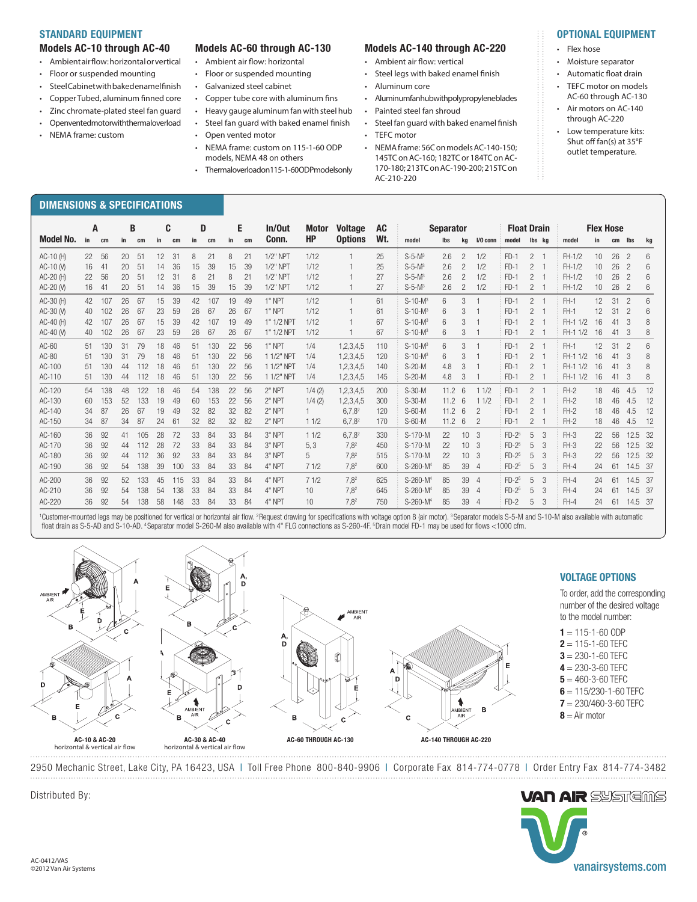## STANDARD EQUIPMENT

### Models AC-10 through AC-40

- Ambient air flow: horizontal or vertical
- Floor or suspended mounting
- Steel Cabinet with baked enamel finish
- Copper Tubed, aluminum finned core
- Zinc chromate-plated steel fan guard
- Open vented motor with thermal overload
- NEMA frame: custom

### Models AC-60 through AC-130

- Ambient air flow: horizontal
- Floor or suspended mounting
- Galvanized steel cabinet
- Copper tube core with aluminum fins
- Heavy gauge aluminum fan with steel hub
- Steel fan guard with baked enamel finish
- Open vented motor
- NEMA frame: custom on 115-1-60 ODP models, NEMA 48 on others
- Thermal overload on 115-1-60 ODP models only

### Models AC-140 through AC-220

- Ambient air flow: vertical
- Steel legs with baked enamel finish
- Aluminum core
- Aluminum fan hub with polypropylene blades
- Painted steel fan shroud
- Steel fan guard with baked enamel finish
- TEFC motor
- NEMA frame: 56C on models AC-140-150; 145TC on AC-160; 182TC or 184TC on AC-170-180; 213TC on AC-190-200; 215TC on AC-210-220

## OPTIONAL EQUIPMENT

- Flex hose
- Moisture separator
- Automatic float drain
- TEFC motor on models AC-60 through AC-130
- Air motors on AC-140 through AC-220
- Low temperature kits: Shut off fan(s) at 35°F outlet temperature.

## DIMENSIONS & SPECIFICATIONS

| Model No. | A in | A cm | B in | B cm | C in | C cm | D in | D cm | E in | E cm | In/Out Conn. | Motor HP | Voltage Options | AC Wt. | Separator model | Separator lbs | Separator kg | Separator I/O conn | Float Drain model | Float Drain lbs | Float Drain kg | Flex Hose model | Flex Hose in | Flex Hose cm | Flex Hose lbs | Flex Hose kg |
|---|---|---|---|---|---|---|---|---|---|---|---|---|---|---|---|---|---|---|---|---|---|---|---|---|---|---|
| AC-10 (H) | 22 | 56 | 20 | 51 | 12 | 31 | 8 | 21 | 8 | 21 | 1/2" NPT | 1/12 | 1 | 25 | S-5-M[3] | 2.6 | 2 | 1/2 | FD-1 | 2 | 1 | FH-1/2 | 10 | 26 | 2 | 6 |
| AC-10 (V) | 16 | 41 | 20 | 51 | 14 | 36 | 15 | 39 | 15 | 39 | 1/2" NPT | 1/12 | 1 | 25 | S-5-M[3] | 2.6 | 2 | 1/2 | FD-1 | 2 | 1 | FH-1/2 | 10 | 26 | 2 | 6 |
| AC-20 (H) | 22 | 56 | 20 | 51 | 12 | 31 | 8 | 21 | 8 | 21 | 1/2" NPT | 1/12 | 1 | 27 | S-5-M[3] | 2.6 | 2 | 1/2 | FD-1 | 2 | 1 | FH-1/2 | 10 | 26 | 2 | 6 |
| AC-20 (V) | 16 | 41 | 20 | 51 | 14 | 36 | 15 | 39 | 15 | 39 | 1/2" NPT | 1/12 | 1 | 27 | S-5-M[3] | 2.6 | 2 | 1/2 | FD-1 | 2 | 1 | FH-1/2 | 10 | 26 | 2 | 6 |
| AC-30 (H) | 42 | 107 | 26 | 67 | 15 | 39 | 42 | 107 | 19 | 49 | 1" NPT | 1/12 | 1 | 61 | S-10-M[3] | 6 | 3 | 1 | FD-1 | 2 | 1 | FH-1 | 12 | 31 | 2 | 6 |
| AC-30 (V) | 40 | 102 | 26 | 67 | 23 | 59 | 26 | 67 | 26 | 67 | 1" NPT | 1/12 | 1 | 61 | S-10-M[3] | 6 | 3 | 1 | FD-1 | 2 | 1 | FH-1 | 12 | 31 | 2 | 6 |
| AC-40 (H) | 42 | 107 | 26 | 67 | 15 | 39 | 42 | 107 | 19 | 49 | 1" 1/2 NPT | 1/12 | 1 | 67 | S-10-M[3] | 6 | 3 | 1 | FD-1 | 2 | 1 | FH-1 1/2 | 16 | 41 | 3 | 8 |
| AC-40 (V) | 40 | 102 | 26 | 67 | 23 | 59 | 26 | 67 | 26 | 67 | 1" 1/2 NPT | 1/12 | 1 | 67 | S-10-M[3] | 6 | 3 | 1 | FD-1 | 2 | 1 | FH-1 1/2 | 16 | 41 | 3 | 8 |
| AC-60 | 51 | 130 | 31 | 79 | 18 | 46 | 51 | 130 | 22 | 56 | 1" NPT | 1/4 | 1,2,3,4,5 | 110 | S-10-M[3] | 6 | 3 | 1 | FD-1 | 2 | 1 | FH-1 | 12 | 31 | 2 | 6 |
| AC-80 | 51 | 130 | 31 | 79 | 18 | 46 | 51 | 130 | 22 | 56 | 1 1/2" NPT | 1/4 | 1,2,3,4,5 | 120 | S-10-M[3] | 6 | 3 | 1 | FD-1 | 2 | 1 | FH-1 1/2 | 16 | 41 | 3 | 8 |
| AC-100 | 51 | 130 | 44 | 112 | 18 | 46 | 51 | 130 | 22 | 56 | 1 1/2" NPT | 1/4 | 1,2,3,4,5 | 140 | S-20-M | 4.8 | 3 | 1 | FD-1 | 2 | 1 | FH-1 1/2 | 16 | 41 | 3 | 8 |
| AC-110 | 51 | 130 | 44 | 112 | 18 | 46 | 51 | 130 | 22 | 56 | 1 1/2" NPT | 1/4 | 1,2,3,4,5 | 145 | S-20-M | 4.8 | 3 | 1 | FD-1 | 2 | 1 | FH-1 1/2 | 16 | 41 | 3 | 8 |
| AC-120 | 54 | 138 | 48 | 122 | 18 | 46 | 54 | 138 | 22 | 56 | 2" NPT | 1/4 (2) | 1,2,3,4,5 | 200 | S-30-M | 11.2 | 6 | 1 1/2 | FD-1 | 2 | 1 | FH-2 | 18 | 46 | 4.5 | 12 |
| AC-130 | 60 | 153 | 52 | 133 | 19 | 49 | 60 | 153 | 22 | 56 | 2" NPT | 1/4 (2) | 1,2,3,4,5 | 300 | S-30-M | 11.2 | 6 | 1 1/2 | FD-1 | 2 | 1 | FH-2 | 18 | 46 | 4.5 | 12 |
| AC-140 | 34 | 87 | 26 | 67 | 19 | 49 | 32 | 82 | 32 | 82 | 2" NPT | 1 | 6,7,8[2] | 120 | S-60-M | 11.2 | 6 | 2 | FD-1 | 2 | 1 | FH-2 | 18 | 46 | 4.5 | 12 |
| AC-150 | 34 | 87 | 34 | 87 | 24 | 61 | 32 | 82 | 32 | 82 | 2" NPT | 1 1/2 | 6,7,8[2] | 170 | S-60-M | 11.2 | 6 | 2 | FD-1 | 2 | 1 | FH-2 | 18 | 46 | 4.5 | 12 |
| AC-160 | 36 | 92 | 41 | 105 | 28 | 72 | 33 | 84 | 33 | 84 | 3" NPT | 1 1/2 | 6,7,8[2] | 330 | S-170-M | 22 | 10 | 3 | FD-2[5] | 5 | 3 | FH-3 | 22 | 56 | 12.5 | 32 |
| AC-170 | 36 | 92 | 44 | 112 | 28 | 72 | 33 | 84 | 33 | 84 | 3" NPT | 5, 3 | 7,8[2] | 450 | S-170-M | 22 | 10 | 3 | FD-2[5] | 5 | 3 | FH-3 | 22 | 56 | 12.5 | 32 |
| AC-180 | 36 | 92 | 44 | 112 | 36 | 92 | 33 | 84 | 33 | 84 | 3" NPT | 5 | 7,8[2] | 515 | S-170-M | 22 | 10 | 3 | FD-2[5] | 5 | 3 | FH-3 | 22 | 56 | 12.5 | 32 |
| AC-190 | 36 | 92 | 54 | 138 | 39 | 100 | 33 | 84 | 33 | 84 | 4" NPT | 7 1/2 | 7,8[2] | 600 | S-260-M[4] | 85 | 39 | 4 | FD-2[5] | 5 | 3 | FH-4 | 24 | 61 | 14.5 | 37 |
| AC-200 | 36 | 92 | 52 | 133 | 45 | 115 | 33 | 84 | 33 | 84 | 4" NPT | 7 1/2 | 7,8[2] | 625 | S-260-M[4] | 85 | 39 | 4 | FD-2[5] | 5 | 3 | FH-4 | 24 | 61 | 14.5 | 37 |
| AC-210 | 36 | 92 | 54 | 138 | 54 | 138 | 33 | 84 | 33 | 84 | 4" NPT | 10 | 7,8[2] | 645 | S-260-M[4] | 85 | 39 | 4 | FD-2[5] | 5 | 3 | FH-4 | 24 | 61 | 14.5 | 37 |
| AC-220 | 36 | 92 | 54 | 138 | 58 | 148 | 33 | 84 | 33 | 84 | 4" NPT | 10 | 7,8[2] | 750 | S-260-M[4] | 85 | 39 | 4 | FD-2 | 5 | 3 | FH-4 | 24 | 61 | 14.5 | 37 |

[1]Customer-mounted legs may be positioned for vertical or horizontal air flow. [2]Request drawing for specifications with voltage option 8 (air motor). [3]Separator models S-5-M and S-10-M also available with automatic float drain as S-5-AD and S-10-AD. [4]Separator model S-260-M also available with 4" FLG connections as S-260-4F. [5]Drain model FD-1 may be used for flows <1000 cfm.

AC-10 & AC-20 horizontal & vertical air flow

AC-30 & AC-40 horizontal & vertical air flow

AC-60 THROUGH AC-130

AC-140 THROUGH AC-220

## VOLTAGE OPTIONS

To order, add the corresponding number of the desired voltage to the model number:

**1** = 115-1-60 ODP
**2** = 115-1-60 TEFC
**3** = 230-1-60 TEFC
**4** = 230-3-60 TEFC
**5** = 460-3-60 TEFC
**6** = 115/230-1-60 TEFC
**7** = 230/460-3-60 TEFC
**8** = Air motor

2950 Mechanic Street, Lake City, PA 16423, USA | Toll Free Phone 800-840-9906 | Corporate Fax 814-774-0778 | Order Entry Fax 814-774-3482

Distributed By:

VAN AIR SYSTEMS

vanairsystems.com

AC-0412/VAS
©2012 Van Air Systems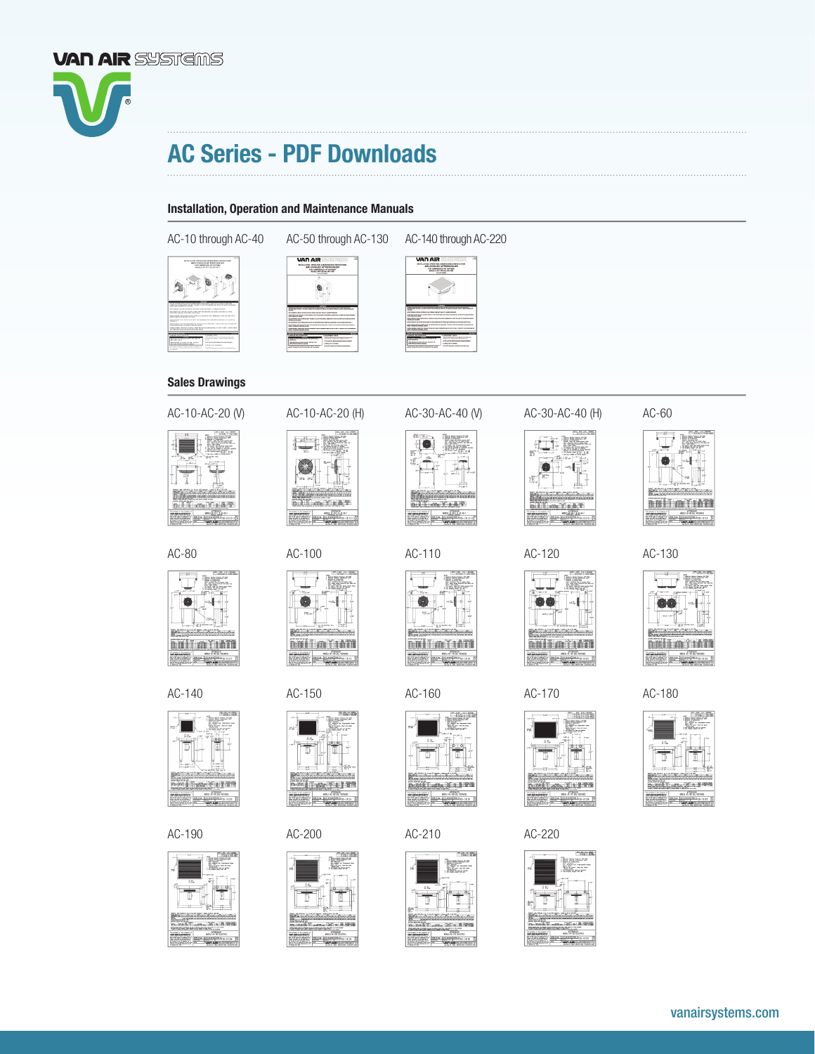VAN AIR SYSTEMS

# AC Series - PDF Downloads

## Installation, Operation and Maintenance Manuals

AC-10 through AC-40

AC-50 through AC-130

AC-140 through AC-220

## Sales Drawings

AC-10-AC-20 (V)

AC-10-AC-20 (H)

AC-30-AC-40 (V)

AC-30-AC-40 (H)

AC-60

AC-80

AC-100

AC-110

AC-120

AC-130

AC-140

AC-150

AC-160

AC-170

AC-180

AC-190

AC-200

AC-210

AC-220

vanairsystems.com